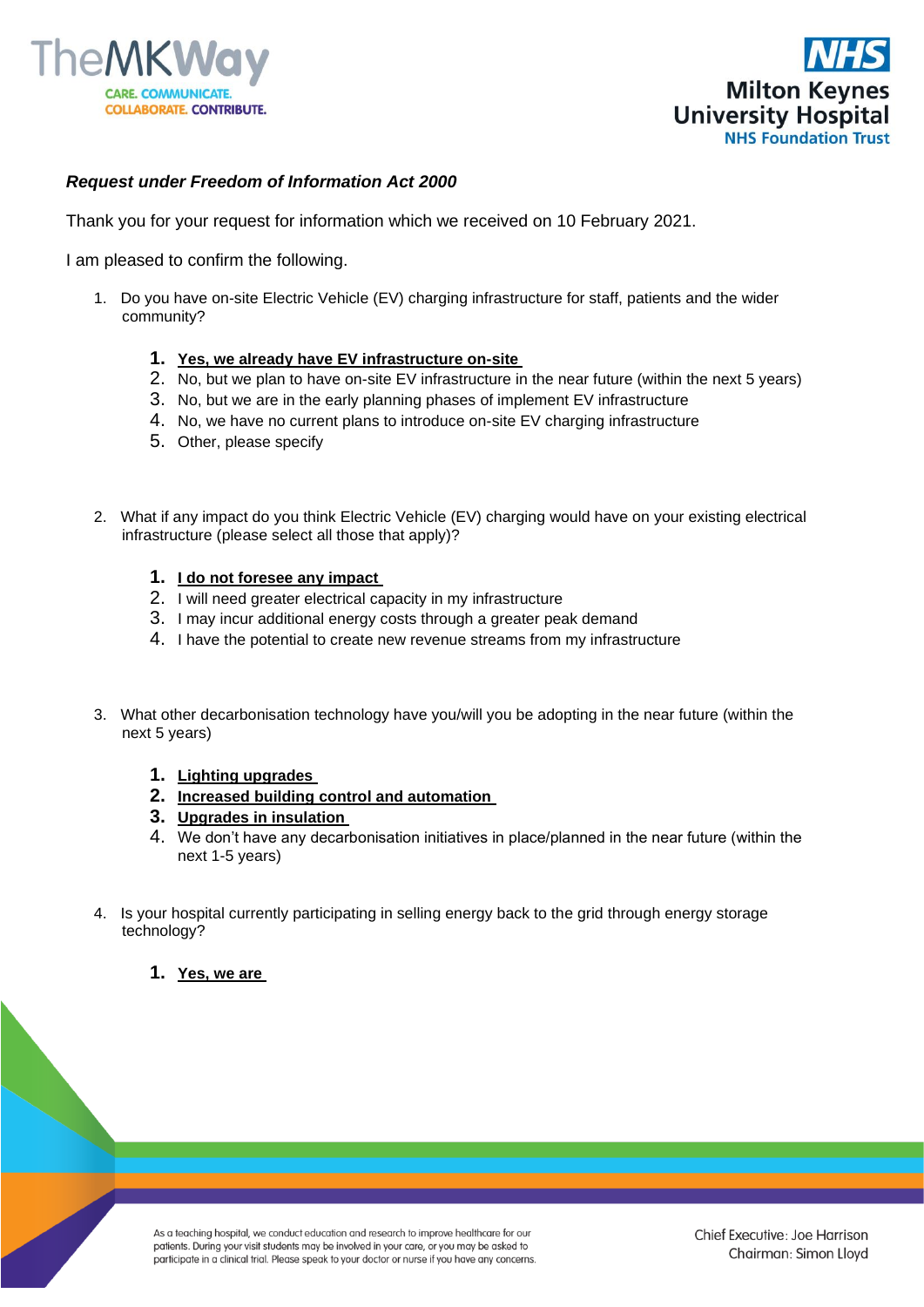***Request under Freedom of Information Act 2000***

Thank you for your request for information which we received on 10 February 2021.

I am pleased to confirm the following.

1. Do you have on-site Electric Vehicle (EV) charging infrastructure for staff, patients and the wider community?

    1. **Yes, we already have EV infrastructure on-site**
    2. No, but we plan to have on-site EV infrastructure in the near future (within the next 5 years)
    3. No, but we are in the early planning phases of implement EV infrastructure
    4. No, we have no current plans to introduce on-site EV charging infrastructure
    5. Other, please specify

2. What if any impact do you think Electric Vehicle (EV) charging would have on your existing electrical infrastructure (please select all those that apply)?

    1. **I do not foresee any impact**
    2. I will need greater electrical capacity in my infrastructure
    3. I may incur additional energy costs through a greater peak demand
    4. I have the potential to create new revenue streams from my infrastructure

3. What other decarbonisation technology have you/will you be adopting in the near future (within the next 5 years)

    1. **Lighting upgrades**
    2. **Increased building control and automation**
    3. **Upgrades in insulation**
    4. We don't have any decarbonisation initiatives in place/planned in the near future (within the next 1-5 years)

4. Is your hospital currently participating in selling energy back to the grid through energy storage technology?

    1. **Yes, we are**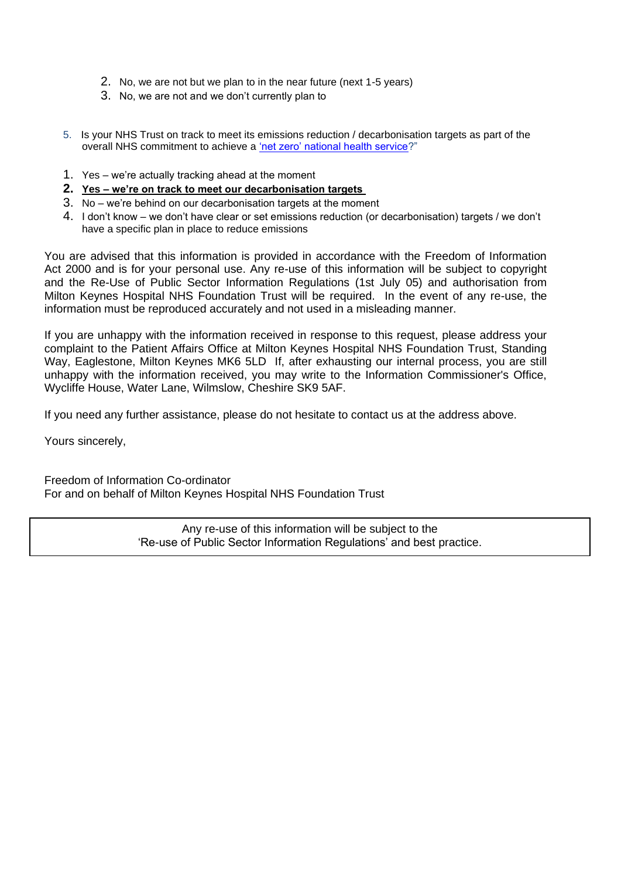2. No, we are not but we plan to in the near future (next 1-5 years)
3. No, we are not and we don't currently plan to

5. Is your NHS Trust on track to meet its emissions reduction / decarbonisation targets as part of the overall NHS commitment to achieve a 'net zero' national health service?"

1. Yes – we're actually tracking ahead at the moment
2. **Yes – we're on track to meet our decarbonisation targets**
3. No – we're behind on our decarbonisation targets at the moment
4. I don't know – we don't have clear or set emissions reduction (or decarbonisation) targets / we don't have a specific plan in place to reduce emissions

You are advised that this information is provided in accordance with the Freedom of Information Act 2000 and is for your personal use. Any re-use of this information will be subject to copyright and the Re-Use of Public Sector Information Regulations (1st July 05) and authorisation from Milton Keynes Hospital NHS Foundation Trust will be required. In the event of any re-use, the information must be reproduced accurately and not used in a misleading manner.

If you are unhappy with the information received in response to this request, please address your complaint to the Patient Affairs Office at Milton Keynes Hospital NHS Foundation Trust, Standing Way, Eaglestone, Milton Keynes MK6 5LD If, after exhausting our internal process, you are still unhappy with the information received, you may write to the Information Commissioner's Office, Wycliffe House, Water Lane, Wilmslow, Cheshire SK9 5AF.

If you need any further assistance, please do not hesitate to contact us at the address above.

Yours sincerely,

Freedom of Information Co-ordinator
For and on behalf of Milton Keynes Hospital NHS Foundation Trust

Any re-use of this information will be subject to the 'Re-use of Public Sector Information Regulations' and best practice.